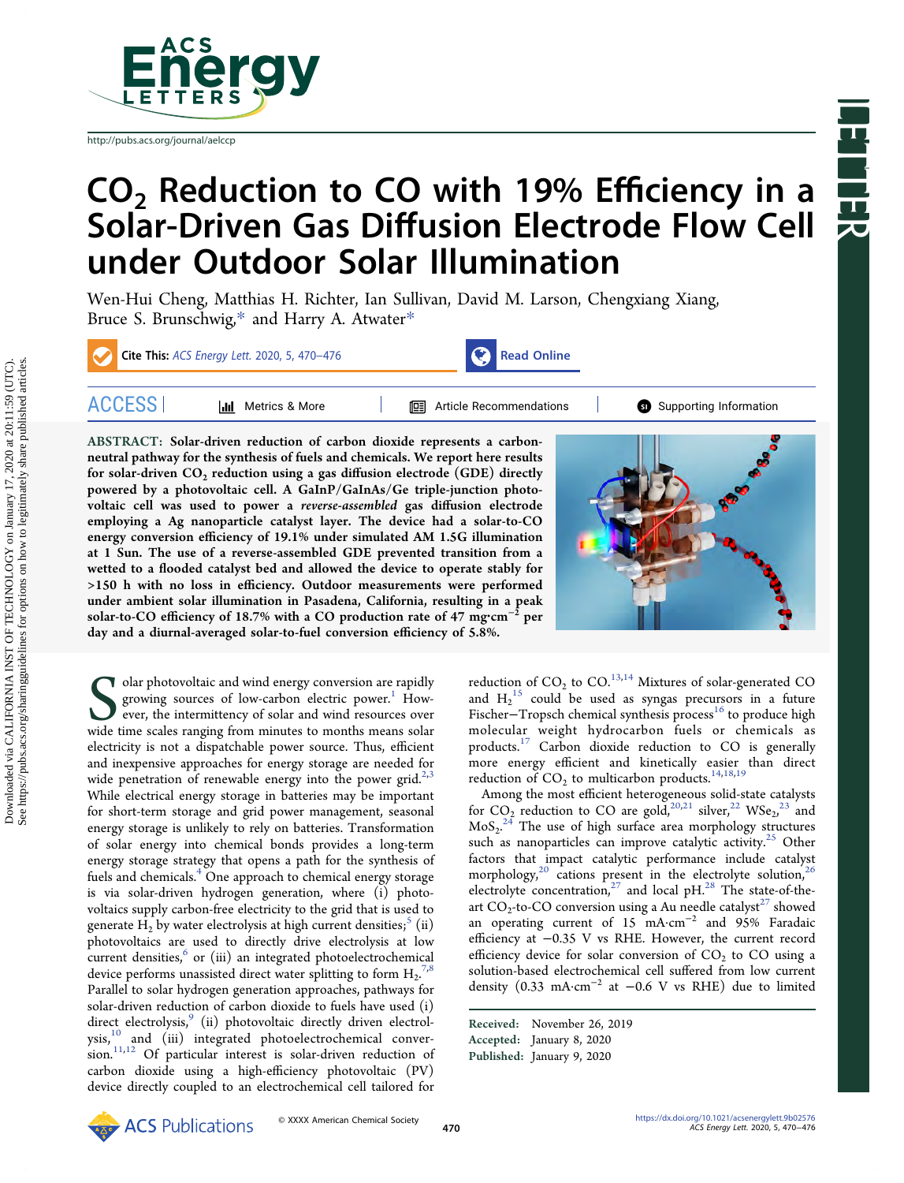# $CO_2$ Reduction to CO with 19% Efficiency in a Solar-Driven Gas Diffusion Electrode Flow Cell under Outdoor Solar Illumination

Wen-Hui Cheng, Matthias H. Richter, Ian Sullivan, David M. Larson, Chengxiang Xiang, Bruce S. Brunschwig,* and Harry A. Atwater*

**ABSTRACT:** Solar-driven reduction of carbon dioxide represents a carbon-neutral pathway for the synthesis of fuels and chemicals. We report here results for solar-driven $CO_2$ reduction using a gas diffusion electrode (GDE) directly powered by a photovoltaic cell. A GaInP/GaInAs/Ge triple-junction photovoltaic cell was used to power a *reverse-assembled* gas diffusion electrode employing a Ag nanoparticle catalyst layer. The device had a solar-to-CO energy conversion efficiency of 19.1% under simulated AM 1.5G illumination at 1 Sun. The use of a reverse-assembled GDE prevented transition from a wetted to a flooded catalyst bed and allowed the device to operate stably for >150 h with no loss in efficiency. Outdoor measurements were performed under ambient solar illumination in Pasadena, California, resulting in a peak solar-to-CO efficiency of 18.7% with a CO production rate of 47 mg·cm$^{-2}$ per day and a diurnal-averaged solar-to-fuel conversion efficiency of 5.8%.

Solar photovoltaic and wind energy conversion are rapidly growing sources of low-carbon electric power.[1] However, the intermittency of solar and wind resources over wide time scales ranging from minutes to months means solar electricity is not a dispatchable power source. Thus, efficient and inexpensive approaches for energy storage are needed for wide penetration of renewable energy into the power grid.[2,3] While electrical energy storage in batteries may be important for short-term storage and grid power management, seasonal energy storage is unlikely to rely on batteries. Transformation of solar energy into chemical bonds provides a long-term energy storage strategy that opens a path for the synthesis of fuels and chemicals.[4] One approach to chemical energy storage is via solar-driven hydrogen generation, where (i) photovoltaics supply carbon-free electricity to the grid that is used to generate $H_2$ by water electrolysis at high current densities;[5] (ii) photovoltaics are used to directly drive electrolysis at low current densities,[6] or (iii) an integrated photoelectrochemical device performs unassisted direct water splitting to form $H_2$.[7,8] Parallel to solar hydrogen generation approaches, pathways for solar-driven reduction of carbon dioxide to fuels have used (i) direct electrolysis,[9] (ii) photovoltaic directly driven electrolysis,[10] and (iii) integrated photoelectrochemical conversion.[11,12] Of particular interest is solar-driven reduction of carbon dioxide using a high-efficiency photovoltaic (PV) device directly coupled to an electrochemical cell tailored for reduction of $CO_2$ to CO.[13,14] Mixtures of solar-generated CO and $H_2$[15] could be used as syngas precursors in a future Fischer–Tropsch chemical synthesis process[16] to produce high molecular weight hydrocarbon fuels or chemicals as products.[17] Carbon dioxide reduction to CO is generally more energy efficient and kinetically easier than direct reduction of $CO_2$ to multicarbon products.[14,18,19]

Among the most efficient heterogeneous solid-state catalysts for $CO_2$ reduction to CO are gold,[20,21] silver,[22] $WSe_2$,[23] and $MoS_2$.[24] The use of high surface area morphology structures such as nanoparticles can improve catalytic activity.[25] Other factors that impact catalytic performance include catalyst morphology,[20] cations present in the electrolyte solution,[26] electrolyte concentration,[27] and local pH.[28] The state-of-the-art $CO_2$-to-CO conversion using a Au needle catalyst[27] showed an operating current of 15 mA·cm$^{-2}$ and 95% Faradaic efficiency at −0.35 V vs RHE. However, the current record efficiency device for solar conversion of $CO_2$ to CO using a solution-based electrochemical cell suffered from low current density (0.33 mA·cm$^{-2}$ at −0.6 V vs RHE) due to limited

Received: November 26, 2019
Accepted: January 8, 2020
Published: January 9, 2020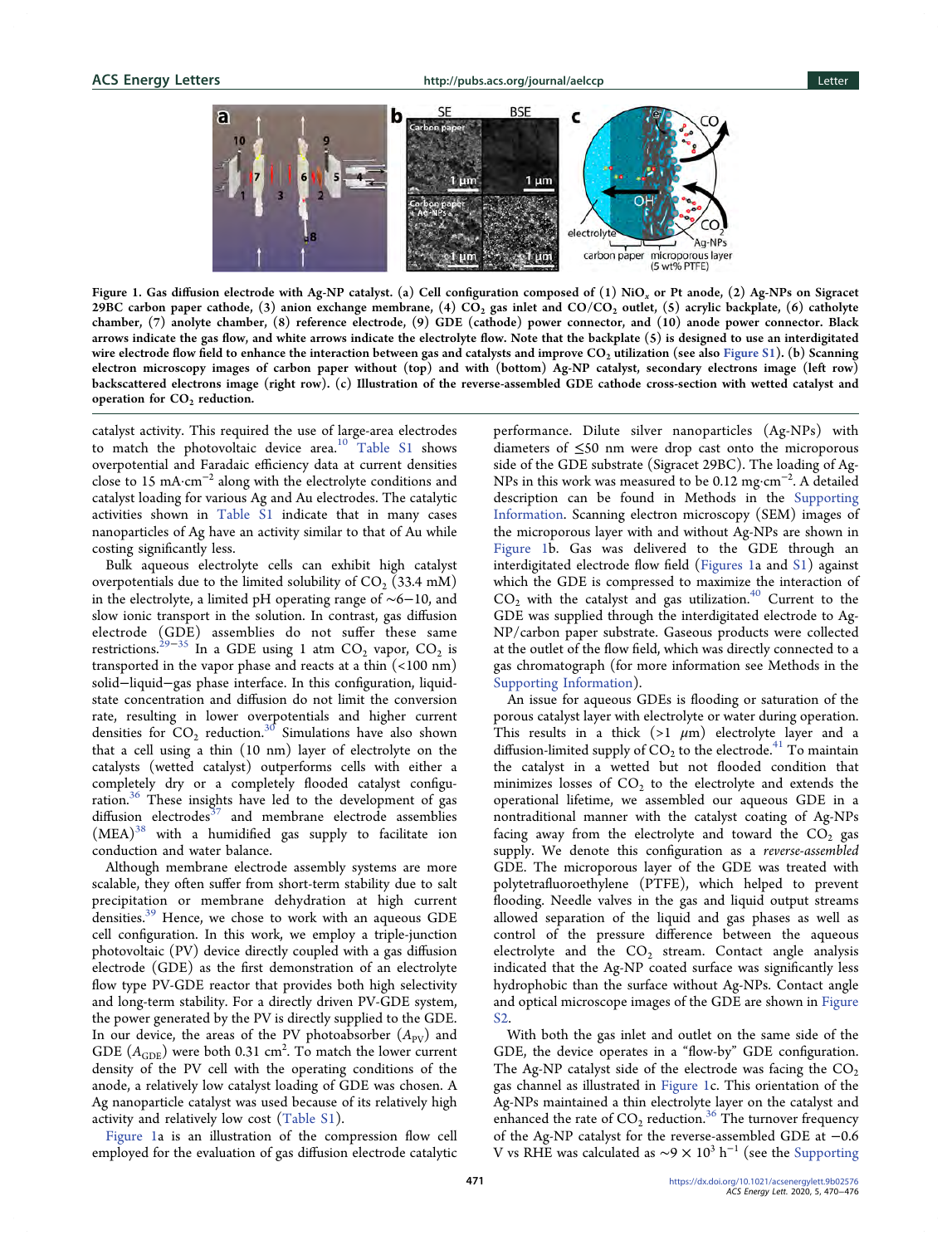Figure 1. Gas diffusion electrode with Ag-NP catalyst. (a) Cell configuration composed of (1) $NiO_x$ or Pt anode, (2) Ag-NPs on Sigracet 29BC carbon paper cathode, (3) anion exchange membrane, (4) $CO_2$ gas inlet and $CO/CO_2$ outlet, (5) acrylic backplate, (6) catholyte chamber, (7) anolyte chamber, (8) reference electrode, (9) GDE (cathode) power connector, and (10) anode power connector. Black arrows indicate the gas flow, and white arrows indicate the electrolyte flow. Note that the backplate (5) is designed to use an interdigitated wire electrode flow field to enhance the interaction between gas and catalysts and improve $CO_2$ utilization (see also Figure S1). (b) Scanning electron microscopy images of carbon paper without (top) and with (bottom) Ag-NP catalyst, secondary electrons image (left row) backscattered electrons image (right row). (c) Illustration of the reverse-assembled GDE cathode cross-section with wetted catalyst and operation for $CO_2$ reduction.

catalyst activity. This required the use of large-area electrodes to match the photovoltaic device area.[10] Table S1 shows overpotential and Faradaic efficiency data at current densities close to 15 mA·cm$^{-2}$ along with the electrolyte conditions and catalyst loading for various Ag and Au electrodes. The catalytic activities shown in Table S1 indicate that in many cases nanoparticles of Ag have an activity similar to that of Au while costing significantly less.

Bulk aqueous electrolyte cells can exhibit high catalyst overpotentials due to the limited solubility of $CO_2$ (33.4 mM) in the electrolyte, a limited pH operating range of ∼6−10, and slow ionic transport in the solution. In contrast, gas diffusion electrode (GDE) assemblies do not suffer these same restrictions.[29−35] In a GDE using 1 atm $CO_2$ vapor, $CO_2$ is transported in the vapor phase and reacts at a thin (<100 nm) solid−liquid−gas phase interface. In this configuration, liquid-state concentration and diffusion do not limit the conversion rate, resulting in lower overpotentials and higher current densities for $CO_2$ reduction.[30] Simulations have also shown that a cell using a thin (10 nm) layer of electrolyte on the catalysts (wetted catalyst) outperforms cells with either a completely dry or a completely flooded catalyst configuration.[36] These insights have led to the development of gas diffusion electrodes[37] and membrane electrode assemblies (MEA)[38] with a humidified gas supply to facilitate ion conduction and water balance.

Although membrane electrode assembly systems are more scalable, they often suffer from short-term stability due to salt precipitation or membrane dehydration at high current densities.[39] Hence, we chose to work with an aqueous GDE cell configuration. In this work, we employ a triple-junction photovoltaic (PV) device directly coupled with a gas diffusion electrode (GDE) as the first demonstration of an electrolyte flow type PV-GDE reactor that provides both high selectivity and long-term stability. For a directly driven PV-GDE system, the power generated by the PV is directly supplied to the GDE. In our device, the areas of the PV photoabsorber ($A_{PV}$) and GDE ($A_{GDE}$) were both 0.31 cm$^2$. To match the lower current density of the PV cell with the operating conditions of the anode, a relatively low catalyst loading of GDE was chosen. A Ag nanoparticle catalyst was used because of its relatively high activity and relatively low cost (Table S1).

Figure 1a is an illustration of the compression flow cell employed for the evaluation of gas diffusion electrode catalytic performance. Dilute silver nanoparticles (Ag-NPs) with diameters of ≤50 nm were drop cast onto the microporous side of the GDE substrate (Sigracet 29BC). The loading of Ag-NPs in this work was measured to be 0.12 mg·cm$^{-2}$. A detailed description can be found in Methods in the Supporting Information. Scanning electron microscopy (SEM) images of the microporous layer with and without Ag-NPs are shown in Figure 1b. Gas was delivered to the GDE through an interdigitated electrode flow field (Figures 1a and S1) against which the GDE is compressed to maximize the interaction of $CO_2$ with the catalyst and gas utilization.[40] Current to the GDE was supplied through the interdigitated electrode to Ag-NP/carbon paper substrate. Gaseous products were collected at the outlet of the flow field, which was directly connected to a gas chromatograph (for more information see Methods in the Supporting Information).

An issue for aqueous GDEs is flooding or saturation of the porous catalyst layer with electrolyte or water during operation. This results in a thick (>1 μm) electrolyte layer and a diffusion-limited supply of $CO_2$ to the electrode.[41] To maintain the catalyst in a wetted but not flooded condition that minimizes losses of $CO_2$ to the electrolyte and extends the operational lifetime, we assembled our aqueous GDE in a nontraditional manner with the catalyst coating of Ag-NPs facing away from the electrolyte and toward the $CO_2$ gas supply. We denote this configuration as a *reverse-assembled* GDE. The microporous layer of the GDE was treated with polytetrafluoroethylene (PTFE), which helped to prevent flooding. Needle valves in the gas and liquid output streams allowed separation of the liquid and gas phases as well as control of the pressure difference between the aqueous electrolyte and the $CO_2$ stream. Contact angle analysis indicated that the Ag-NP coated surface was significantly less hydrophobic than the surface without Ag-NPs. Contact angle and optical microscope images of the GDE are shown in Figure S2.

With both the gas inlet and outlet on the same side of the GDE, the device operates in a "flow-by" GDE configuration. The Ag-NP catalyst side of the electrode was facing the $CO_2$ gas channel as illustrated in Figure 1c. This orientation of the Ag-NPs maintained a thin electrolyte layer on the catalyst and enhanced the rate of $CO_2$ reduction.[36] The turnover frequency of the Ag-NP catalyst for the reverse-assembled GDE at −0.6 V vs RHE was calculated as ∼9 × 10$^3$ h$^{-1}$ (see the Supporting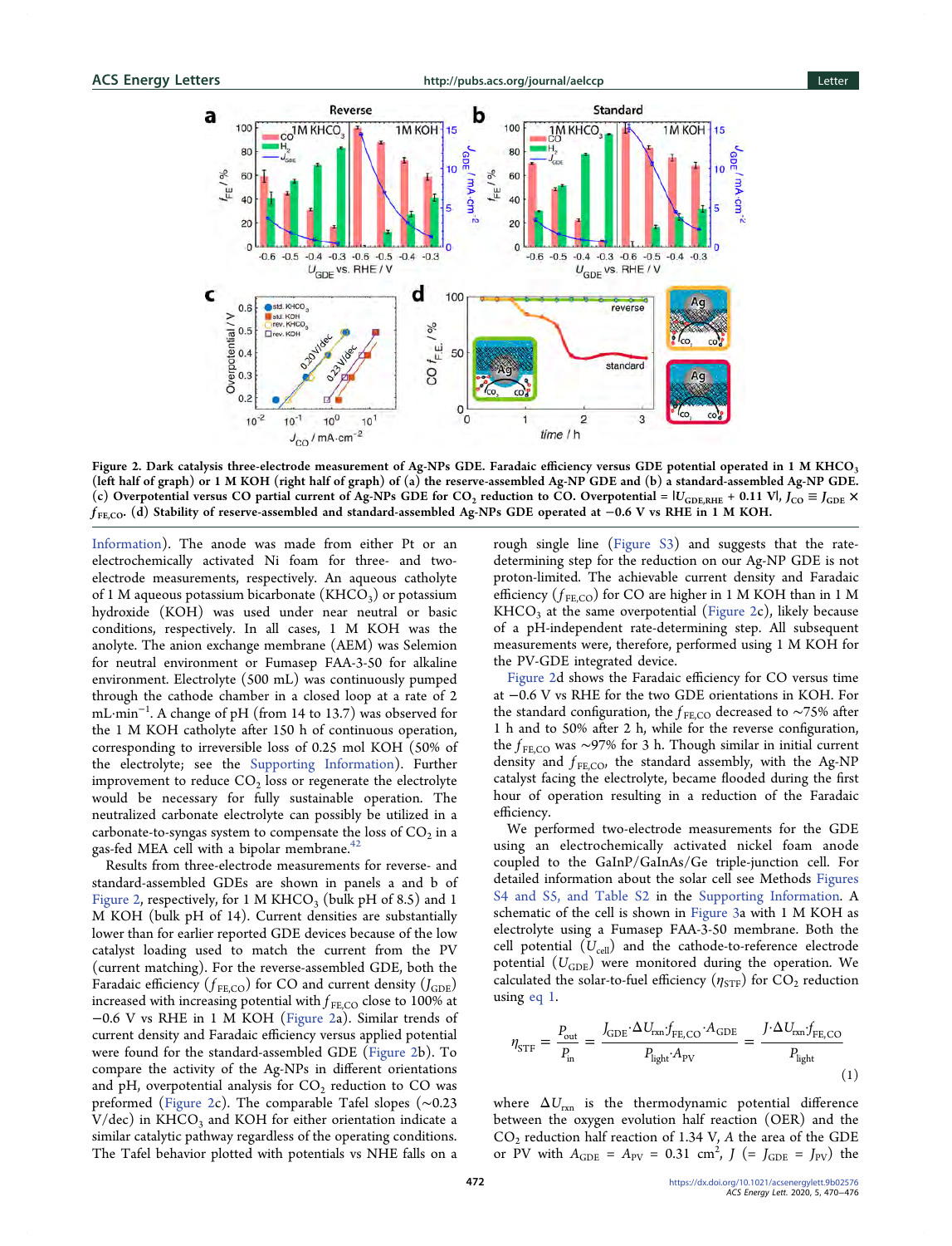**Figure 2. Dark catalysis three-electrode measurement of Ag-NPs GDE. Faradaic efficiency versus GDE potential operated in 1 M $KHCO_3$ (left half of graph) or 1 M KOH (right half of graph) of (a) the reserve-assembled Ag-NP GDE and (b) a standard-assembled Ag-NP GDE. (c) Overpotential versus CO partial current of Ag-NPs GDE for $CO_2$ reduction to CO. Overpotential = $|U_{GDE,RHE} + 0.11\ V|$, $J_{CO} \equiv J_{GDE} \times f_{FE,CO}$. (d) Stability of reserve-assembled and standard-assembled Ag-NPs GDE operated at −0.6 V vs RHE in 1 M KOH.**

Information). The anode was made from either Pt or an electrochemically activated Ni foam for three- and two-electrode measurements, respectively. An aqueous catholyte of 1 M aqueous potassium bicarbonate ($KHCO_3$) or potassium hydroxide (KOH) was used under near neutral or basic conditions, respectively. In all cases, 1 M KOH was the anolyte. The anion exchange membrane (AEM) was Selemion for neutral environment or Fumasep FAA-3-50 for alkaline environment. Electrolyte (500 mL) was continuously pumped through the cathode chamber in a closed loop at a rate of 2 $mL \cdot min^{-1}$. A change of pH (from 14 to 13.7) was observed for the 1 M KOH catholyte after 150 h of continuous operation, corresponding to irreversible loss of 0.25 mol KOH (50% of the electrolyte; see the Supporting Information). Further improvement to reduce $CO_2$ loss or regenerate the electrolyte would be necessary for fully sustainable operation. The neutralized carbonate electrolyte can possibly be utilized in a carbonate-to-syngas system to compensate the loss of $CO_2$ in a gas-fed MEA cell with a bipolar membrane.[42]

Results from three-electrode measurements for reverse- and standard-assembled GDEs are shown in panels a and b of Figure 2, respectively, for 1 M $KHCO_3$ (bulk pH of 8.5) and 1 M KOH (bulk pH of 14). Current densities are substantially lower than for earlier reported GDE devices because of the low catalyst loading used to match the current from the PV (current matching). For the reverse-assembled GDE, both the Faradaic efficiency ($f_{FE,CO}$) for CO and current density ($J_{GDE}$) increased with increasing potential with $f_{FE,CO}$ close to 100% at −0.6 V vs RHE in 1 M KOH (Figure 2a). Similar trends of current density and Faradaic efficiency versus applied potential were found for the standard-assembled GDE (Figure 2b). To compare the activity of the Ag-NPs in different orientations and pH, overpotential analysis for $CO_2$ reduction to CO was preformed (Figure 2c). The comparable Tafel slopes (~0.23 V/dec) in $KHCO_3$ and KOH for either orientation indicate a similar catalytic pathway regardless of the operating conditions. The Tafel behavior plotted with potentials vs NHE falls on a rough single line (Figure S3) and suggests that the rate-determining step for the reduction on our Ag-NP GDE is not proton-limited. The achievable current density and Faradaic efficiency ($f_{FE,CO}$) for CO are higher in 1 M KOH than in 1 M $KHCO_3$ at the same overpotential (Figure 2c), likely because of a pH-independent rate-determining step. All subsequent measurements were, therefore, performed using 1 M KOH for the PV-GDE integrated device.

Figure 2d shows the Faradaic efficiency for CO versus time at −0.6 V vs RHE for the two GDE orientations in KOH. For the standard configuration, the $f_{FE,CO}$ decreased to ~75% after 1 h and to 50% after 2 h, while for the reverse configuration, the $f_{FE,CO}$ was ~97% for 3 h. Though similar in initial current density and $f_{FE,CO}$, the standard assembly, with the Ag-NP catalyst facing the electrolyte, became flooded during the first hour of operation resulting in a reduction of the Faradaic efficiency.

We performed two-electrode measurements for the GDE using an electrochemically activated nickel foam anode coupled to the GaInP/GaInAs/Ge triple-junction cell. For detailed information about the solar cell see Methods Figures S4 and S5, and Table S2 in the Supporting Information. A schematic of the cell is shown in Figure 3a with 1 M KOH as electrolyte using a Fumasep FAA-3-50 membrane. Both the cell potential ($U_{cell}$) and the cathode-to-reference electrode potential ($U_{GDE}$) were monitored during the operation. We calculated the solar-to-fuel efficiency ($\eta_{STF}$) for $CO_2$ reduction using eq 1.

$$\eta_{STF} = \frac{P_{out}}{P_{in}} = \frac{J_{GDE} \cdot \Delta U_{rxn} \cdot f_{FE,CO} \cdot A_{GDE}}{P_{light} \cdot A_{PV}} = \frac{J \cdot \Delta U_{rxn} \cdot f_{FE,CO}}{P_{light}} \tag{1}$$

where $\Delta U_{rxn}$ is the thermodynamic potential difference between the oxygen evolution half reaction (OER) and the $CO_2$ reduction half reaction of 1.34 V, $A$ the area of the GDE or PV with $A_{GDE} = A_{PV} = 0.31\ cm^2$, $J$ ($= J_{GDE} = J_{PV}$) the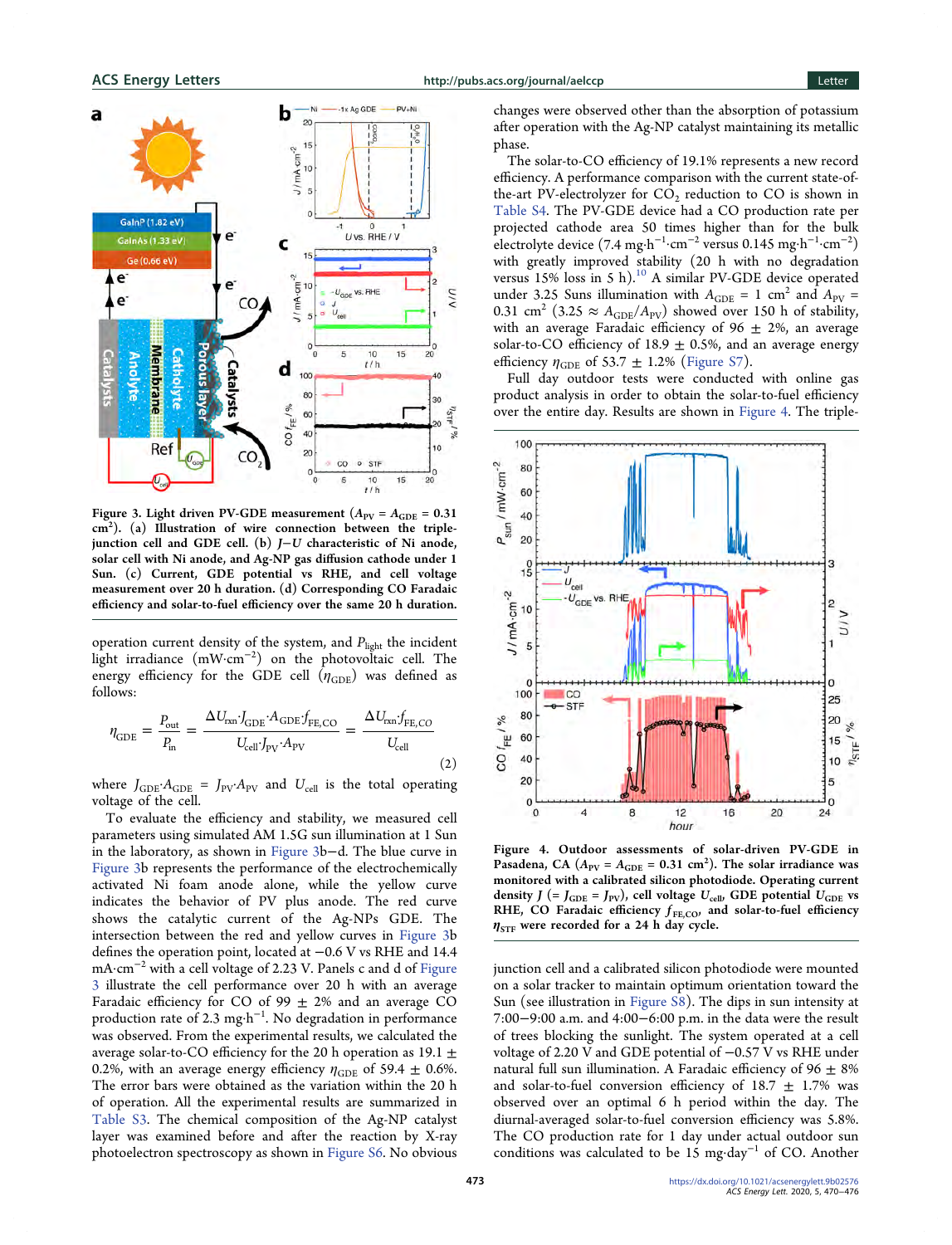Figure 3. Light driven PV-GDE measurement ($A_{PV}$ = $A_{GDE}$ = 0.31 cm$^2$). (a) Illustration of wire connection between the triple-junction cell and GDE cell. (b) $J$−$U$ characteristic of Ni anode, solar cell with Ni anode, and Ag-NP gas diffusion cathode under 1 Sun. (c) Current, GDE potential vs RHE, and cell voltage measurement over 20 h duration. (d) Corresponding CO Faradaic efficiency and solar-to-fuel efficiency over the same 20 h duration.

operation current density of the system, and $P_{light}$ the incident light irradiance (mW·cm$^{-2}$) on the photovoltaic cell. The energy efficiency for the GDE cell ($\eta_{GDE}$) was defined as follows:

$$\eta_{GDE} = \frac{P_{out}}{P_{in}} = \frac{\Delta U_{rxn} \cdot J_{GDE} \cdot A_{GDE} \cdot f_{FE,CO}}{U_{cell} \cdot J_{PV} \cdot A_{PV}} = \frac{\Delta U_{rxn} \cdot f_{FE,CO}}{U_{cell}} \quad (2)$$

where $J_{GDE} \cdot A_{GDE}$ = $J_{PV} \cdot A_{PV}$ and $U_{cell}$ is the total operating voltage of the cell.

To evaluate the efficiency and stability, we measured cell parameters using simulated AM 1.5G sun illumination at 1 Sun in the laboratory, as shown in Figure 3b−d. The blue curve in Figure 3b represents the performance of the electrochemically activated Ni foam anode alone, while the yellow curve indicates the behavior of PV plus anode. The red curve shows the catalytic current of the Ag-NPs GDE. The intersection between the red and yellow curves in Figure 3b defines the operation point, located at −0.6 V vs RHE and 14.4 mA·cm$^{-2}$ with a cell voltage of 2.23 V. Panels c and d of Figure 3 illustrate the cell performance over 20 h with an average Faradaic efficiency for CO of 99 ± 2% and an average CO production rate of 2.3 mg·h$^{-1}$. No degradation in performance was observed. From the experimental results, we calculated the average solar-to-CO efficiency for the 20 h operation as 19.1 ± 0.2%, with an average energy efficiency $\eta_{GDE}$ of 59.4 ± 0.6%. The error bars were obtained as the variation within the 20 h of operation. All the experimental results are summarized in Table S3. The chemical composition of the Ag-NP catalyst layer was examined before and after the reaction by X-ray photoelectron spectroscopy as shown in Figure S6. No obvious changes were observed other than the absorption of potassium after operation with the Ag-NP catalyst maintaining its metallic phase.

The solar-to-CO efficiency of 19.1% represents a new record efficiency. A performance comparison with the current state-of-the-art PV-electrolyzer for $CO_2$ reduction to CO is shown in Table S4. The PV-GDE device had a CO production rate per projected cathode area 50 times higher than for the bulk electrolyte device (7.4 mg·h$^{-1}$·cm$^{-2}$ versus 0.145 mg·h$^{-1}$·cm$^{-2}$) with greatly improved stability (20 h with no degradation versus 15% loss in 5 h).[10] A similar PV-GDE device operated under 3.25 Suns illumination with $A_{GDE}$ = 1 cm$^2$ and $A_{PV}$ = 0.31 cm$^2$ (3.25 ≈ $A_{GDE}/A_{PV}$) showed over 150 h of stability, with an average Faradaic efficiency of 96 ± 2%, an average solar-to-CO efficiency of 18.9 ± 0.5%, and an average energy efficiency $\eta_{GDE}$ of 53.7 ± 1.2% (Figure S7).

Full day outdoor tests were conducted with online gas product analysis in order to obtain the solar-to-fuel efficiency over the entire day. Results are shown in Figure 4. The triple-junction cell and a calibrated silicon photodiode were mounted on a solar tracker to maintain optimum orientation toward the Sun (see illustration in Figure S8). The dips in sun intensity at 7:00−9:00 a.m. and 4:00−6:00 p.m. in the data were the result of trees blocking the sunlight. The system operated at a cell voltage of 2.20 V and GDE potential of −0.57 V vs RHE under natural full sun illumination. A Faradaic efficiency of 96 ± 8% and solar-to-fuel conversion efficiency of 18.7 ± 1.7% was observed over an optimal 6 h period within the day. The diurnal-averaged solar-to-fuel conversion efficiency was 5.8%. The CO production rate for 1 day under actual outdoor sun conditions was calculated to be 15 mg·day$^{-1}$ of CO. Another

Figure 4. Outdoor assessments of solar-driven PV-GDE in Pasadena, CA ($A_{PV}$ = $A_{GDE}$ = 0.31 cm$^2$). The solar irradiance was monitored with a calibrated silicon photodiode. Operating current density $J$ (= $J_{GDE}$ = $J_{PV}$), cell voltage $U_{cell}$, GDE potential $U_{GDE}$ vs RHE, CO Faradaic efficiency $f_{FE,CO}$, and solar-to-fuel efficiency $\eta_{STF}$ were recorded for a 24 h day cycle.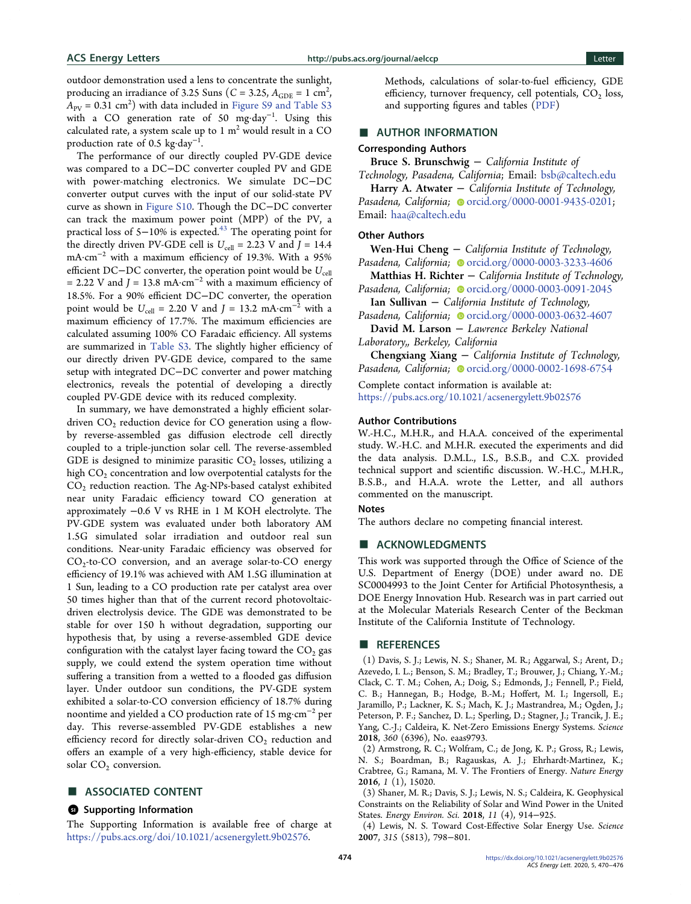outdoor demonstration used a lens to concentrate the sunlight, producing an irradiance of 3.25 Suns ($C = 3.25$, $A_{GDE} = 1$ cm$^2$, $A_{PV} = 0.31$ cm$^2$) with data included in Figure S9 and Table S3 with a CO generation rate of 50 mg·day$^{-1}$. Using this calculated rate, a system scale up to 1 m$^2$ would result in a CO production rate of 0.5 kg·day$^{-1}$.

The performance of our directly coupled PV-GDE device was compared to a DC−DC converter coupled PV and GDE with power-matching electronics. We simulate DC−DC converter output curves with the input of our solid-state PV curve as shown in Figure S10. Though the DC−DC converter can track the maximum power point (MPP) of the PV, a practical loss of 5−10% is expected.[43] The operating point for the directly driven PV-GDE cell is $U_{cell} = 2.23$ V and $J = 14.4$ mA·cm$^{-2}$ with a maximum efficiency of 19.3%. With a 95% efficient DC−DC converter, the operation point would be $U_{cell} = 2.22$ V and $J = 13.8$ mA·cm$^{-2}$ with a maximum efficiency of 18.5%. For a 90% efficient DC−DC converter, the operation point would be $U_{cell} = 2.20$ V and $J = 13.2$ mA·cm$^{-2}$ with a maximum efficiency of 17.7%. The maximum efficiencies are calculated assuming 100% CO Faradaic efficiency. All systems are summarized in Table S3. The slightly higher efficiency of our directly driven PV-GDE device, compared to the same setup with integrated DC−DC converter and power matching electronics, reveals the potential of developing a directly coupled PV-GDE device with its reduced complexity.

In summary, we have demonstrated a highly efficient solar-driven $CO_2$ reduction device for CO generation using a flow-by reverse-assembled gas diffusion electrode cell directly coupled to a triple-junction solar cell. The reverse-assembled GDE is designed to minimize parasitic $CO_2$ losses, utilizing a high $CO_2$ concentration and low overpotential catalysts for the $CO_2$ reduction reaction. The Ag-NPs-based catalyst exhibited near unity Faradaic efficiency toward CO generation at approximately −0.6 V vs RHE in 1 M KOH electrolyte. The PV-GDE system was evaluated under both laboratory AM 1.5G simulated solar irradiation and outdoor real sun conditions. Near-unity Faradaic efficiency was observed for $CO_2$-to-CO conversion, and an average solar-to-CO energy efficiency of 19.1% was achieved with AM 1.5G illumination at 1 Sun, leading to a CO production rate per catalyst area over 50 times higher than that of the current record photovoltaic-driven electrolysis device. The GDE was demonstrated to be stable for over 150 h without degradation, supporting our hypothesis that, by using a reverse-assembled GDE device configuration with the catalyst layer facing toward the $CO_2$ gas supply, we could extend the system operation time without suffering a transition from a wetted to a flooded gas diffusion layer. Under outdoor sun conditions, the PV-GDE system exhibited a solar-to-CO conversion efficiency of 18.7% during noontime and yielded a CO production rate of 15 mg·cm$^{-2}$ per day. This reverse-assembled PV-GDE establishes a new efficiency record for directly solar-driven $CO_2$ reduction and offers an example of a very high-efficiency, stable device for solar $CO_2$ conversion.

## ■ ASSOCIATED CONTENT

### Supporting Information

The Supporting Information is available free of charge at https://pubs.acs.org/doi/10.1021/acsenergylett.9b02576.

> Methods, calculations of solar-to-fuel efficiency, GDE efficiency, turnover frequency, cell potentials, $CO_2$ loss, and supporting figures and tables (PDF)

## ■ AUTHOR INFORMATION

### Corresponding Authors

**Bruce S. Brunschwig** − *California Institute of Technology, Pasadena, California*; Email: bsb@caltech.edu

**Harry A. Atwater** − *California Institute of Technology, Pasadena, California*; orcid.org/0000-0001-9435-0201; Email: haa@caltech.edu

### Other Authors

**Wen-Hui Cheng** − *California Institute of Technology, Pasadena, California*; orcid.org/0000-0003-3233-4606

**Matthias H. Richter** − *California Institute of Technology, Pasadena, California*; orcid.org/0000-0003-0091-2045

**Ian Sullivan** − *California Institute of Technology, Pasadena, California*; orcid.org/0000-0003-0632-4607

**David M. Larson** − *Lawrence Berkeley National Laboratory,, Berkeley, California*

**Chengxiang Xiang** − *California Institute of Technology, Pasadena, California*; orcid.org/0000-0002-1698-6754

Complete contact information is available at: https://pubs.acs.org/10.1021/acsenergylett.9b02576

### Author Contributions

W.-H.C., M.H.R., and H.A.A. conceived of the experimental study. W.-H.C. and M.H.R. executed the experiments and did the data analysis. D.M.L., I.S., B.S.B., and C.X. provided technical support and scientific discussion. W.-H.C., M.H.R., B.S.B., and H.A.A. wrote the Letter, and all authors commented on the manuscript.

### Notes

The authors declare no competing financial interest.

## ■ ACKNOWLEDGMENTS

This work was supported through the Office of Science of the U.S. Department of Energy (DOE) under award no. DE SC0004993 to the Joint Center for Artificial Photosynthesis, a DOE Energy Innovation Hub. Research was in part carried out at the Molecular Materials Research Center of the Beckman Institute of the California Institute of Technology.

## ■ REFERENCES

(1) Davis, S. J.; Lewis, N. S.; Shaner, M. R.; Aggarwal, S.; Arent, D.; Azevedo, I. L.; Benson, S. M.; Bradley, T.; Brouwer, J.; Chiang, Y.-M.; Clack, C. T. M.; Cohen, A.; Doig, S.; Edmonds, J.; Fennell, P.; Field, C. B.; Hannegan, B.; Hodge, B.-M.; Hoffert, M. I.; Ingersoll, E.; Jaramillo, P.; Lackner, K. S.; Mach, K. J.; Mastrandrea, M.; Ogden, J.; Peterson, P. F.; Sanchez, D. L.; Sperling, D.; Stagner, J.; Trancik, J. E.; Yang, C.-J.; Caldeira, K. Net-Zero Emissions Energy Systems. *Science* **2018**, *360* (6396), No. eaas9793.

(2) Armstrong, R. C.; Wolfram, C.; de Jong, K. P.; Gross, R.; Lewis, N. S.; Boardman, B.; Ragauskas, A. J.; Ehrhardt-Martinez, K.; Crabtree, G.; Ramana, M. V. The Frontiers of Energy. *Nature Energy* **2016**, *1* (1), 15020.

(3) Shaner, M. R.; Davis, S. J.; Lewis, N. S.; Caldeira, K. Geophysical Constraints on the Reliability of Solar and Wind Power in the United States. *Energy Environ. Sci.* **2018**, *11* (4), 914−925.

(4) Lewis, N. S. Toward Cost-Effective Solar Energy Use. *Science* **2007**, *315* (5813), 798−801.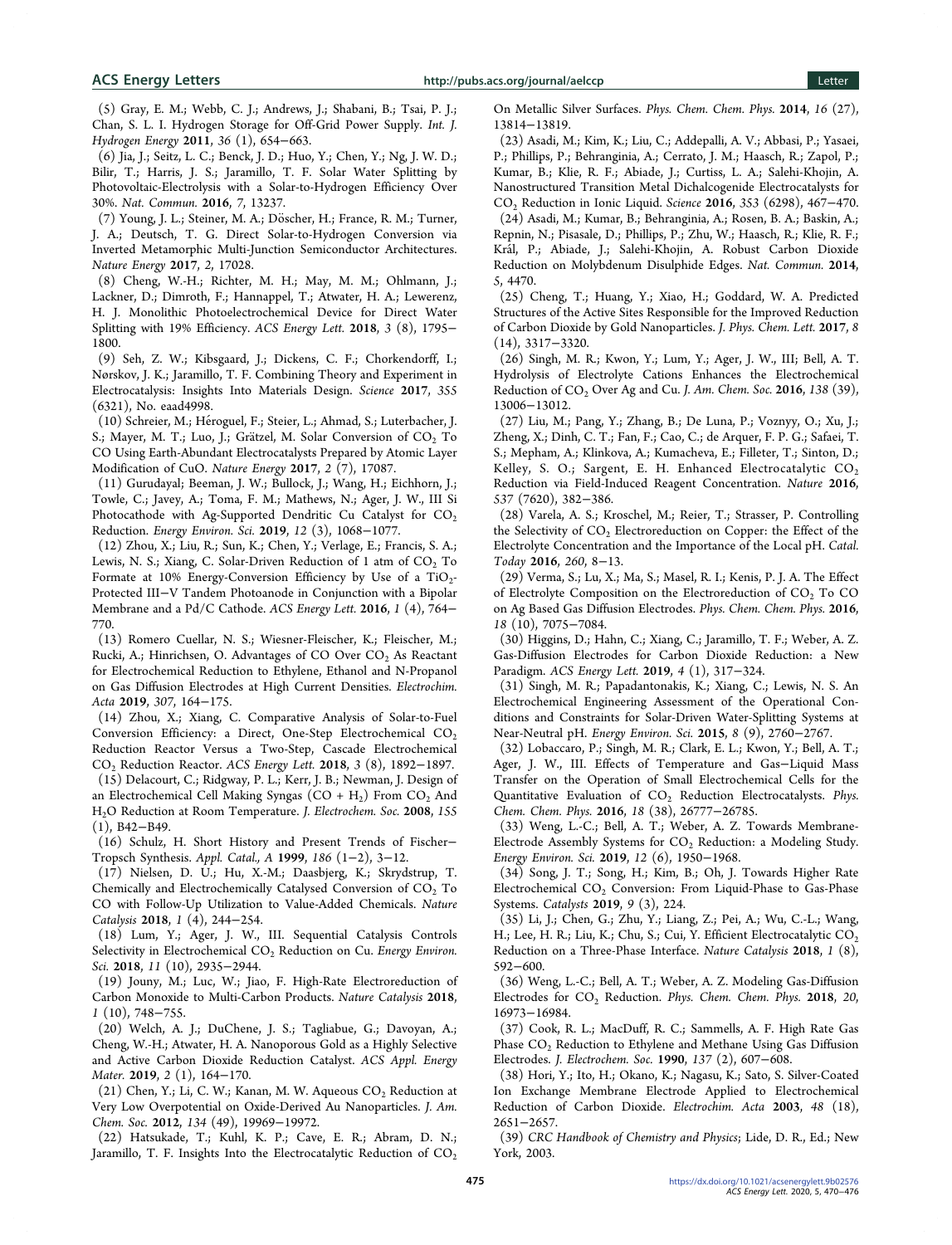(5) Gray, E. M.; Webb, C. J.; Andrews, J.; Shabani, B.; Tsai, P. J.; Chan, S. L. I. Hydrogen Storage for Off-Grid Power Supply. *Int. J. Hydrogen Energy* **2011**, *36* (1), 654−663.

(6) Jia, J.; Seitz, L. C.; Benck, J. D.; Huo, Y.; Chen, Y.; Ng, J. W. D.; Bilir, T.; Harris, J. S.; Jaramillo, T. F. Solar Water Splitting by Photovoltaic-Electrolysis with a Solar-to-Hydrogen Efficiency Over 30%. *Nat. Commun.* **2016**, *7*, 13237.

(7) Young, J. L.; Steiner, M. A.; Döscher, H.; France, R. M.; Turner, J. A.; Deutsch, T. G. Direct Solar-to-Hydrogen Conversion via Inverted Metamorphic Multi-Junction Semiconductor Architectures. *Nature Energy* **2017**, *2*, 17028.

(8) Cheng, W.-H.; Richter, M. H.; May, M. M.; Ohlmann, J.; Lackner, D.; Dimroth, F.; Hannappel, T.; Atwater, H. A.; Lewerenz, H. J. Monolithic Photoelectrochemical Device for Direct Water Splitting with 19% Efficiency. *ACS Energy Lett.* **2018**, *3* (8), 1795−1800.

(9) Seh, Z. W.; Kibsgaard, J.; Dickens, C. F.; Chorkendorff, I.; Nørskov, J. K.; Jaramillo, T. F. Combining Theory and Experiment in Electrocatalysis: Insights Into Materials Design. *Science* **2017**, *355* (6321), No. eaad4998.

(10) Schreier, M.; Héroguel, F.; Steier, L.; Ahmad, S.; Luterbacher, J. S.; Mayer, M. T.; Luo, J.; Grätzel, M. Solar Conversion of $CO_2$ To CO Using Earth-Abundant Electrocatalysts Prepared by Atomic Layer Modification of CuO. *Nature Energy* **2017**, *2* (7), 17087.

(11) Gurudayal; Beeman, J. W.; Bullock, J.; Wang, H.; Eichhorn, J.; Towle, C.; Javey, A.; Toma, F. M.; Mathews, N.; Ager, J. W., III Si Photocathode with Ag-Supported Dendritic Cu Catalyst for $CO_2$ Reduction. *Energy Environ. Sci.* **2019**, *12* (3), 1068−1077.

(12) Zhou, X.; Liu, R.; Sun, K.; Chen, Y.; Verlage, E.; Francis, S. A.; Lewis, N. S.; Xiang, C. Solar-Driven Reduction of 1 atm of $CO_2$ To Formate at 10% Energy-Conversion Efficiency by Use of a $TiO_2$-Protected III−V Tandem Photoanode in Conjunction with a Bipolar Membrane and a Pd/C Cathode. *ACS Energy Lett.* **2016**, *1* (4), 764−770.

(13) Romero Cuellar, N. S.; Wiesner-Fleischer, K.; Fleischer, M.; Rucki, A.; Hinrichsen, O. Advantages of CO Over $CO_2$ As Reactant for Electrochemical Reduction to Ethylene, Ethanol and N-Propanol on Gas Diffusion Electrodes at High Current Densities. *Electrochim. Acta* **2019**, *307*, 164−175.

(14) Zhou, X.; Xiang, C. Comparative Analysis of Solar-to-Fuel Conversion Efficiency: a Direct, One-Step Electrochemical $CO_2$ Reduction Reactor Versus a Two-Step, Cascade Electrochemical $CO_2$ Reduction Reactor. *ACS Energy Lett.* **2018**, *3* (8), 1892−1897.

(15) Delacourt, C.; Ridgway, P. L.; Kerr, J. B.; Newman, J. Design of an Electrochemical Cell Making Syngas (CO + $H_2$) From $CO_2$ And $H_2O$ Reduction at Room Temperature. *J. Electrochem. Soc.* **2008**, *155* (1), B42−B49.

(16) Schulz, H. Short History and Present Trends of Fischer−Tropsch Synthesis. *Appl. Catal., A* **1999**, *186* (1−2), 3−12.

(17) Nielsen, D. U.; Hu, X.-M.; Daasbjerg, K.; Skrydstrup, T. Chemically and Electrochemically Catalysed Conversion of $CO_2$ To CO with Follow-Up Utilization to Value-Added Chemicals. *Nature Catalysis* **2018**, *1* (4), 244−254.

(18) Lum, Y.; Ager, J. W., III. Sequential Catalysis Controls Selectivity in Electrochemical $CO_2$ Reduction on Cu. *Energy Environ. Sci.* **2018**, *11* (10), 2935−2944.

(19) Jouny, M.; Luc, W.; Jiao, F. High-Rate Electroreduction of Carbon Monoxide to Multi-Carbon Products. *Nature Catalysis* **2018**, *1* (10), 748−755.

(20) Welch, A. J.; DuChene, J. S.; Tagliabue, G.; Davoyan, A.; Cheng, W.-H.; Atwater, H. A. Nanoporous Gold as a Highly Selective and Active Carbon Dioxide Reduction Catalyst. *ACS Appl. Energy Mater.* **2019**, *2* (1), 164−170.

(21) Chen, Y.; Li, C. W.; Kanan, M. W. Aqueous $CO_2$ Reduction at Very Low Overpotential on Oxide-Derived Au Nanoparticles. *J. Am. Chem. Soc.* **2012**, *134* (49), 19969−19972.

(22) Hatsukade, T.; Kuhl, K. P.; Cave, E. R.; Abram, D. N.; Jaramillo, T. F. Insights Into the Electrocatalytic Reduction of $CO_2$ On Metallic Silver Surfaces. *Phys. Chem. Chem. Phys.* **2014**, *16* (27), 13814−13819.

(23) Asadi, M.; Kim, K.; Liu, C.; Addepalli, A. V.; Abbasi, P.; Yasaei, P.; Phillips, P.; Behranginia, A.; Cerrato, J. M.; Haasch, R.; Zapol, P.; Kumar, B.; Klie, R. F.; Abiade, J.; Curtiss, L. A.; Salehi-Khojin, A. Nanostructured Transition Metal Dichalcogenide Electrocatalysts for $CO_2$ Reduction in Ionic Liquid. *Science* **2016**, *353* (6298), 467−470.

(24) Asadi, M.; Kumar, B.; Behranginia, A.; Rosen, B. A.; Baskin, A.; Repnin, N.; Pisasale, D.; Phillips, P.; Zhu, W.; Haasch, R.; Klie, R. F.; Král, P.; Abiade, J.; Salehi-Khojin, A. Robust Carbon Dioxide Reduction on Molybdenum Disulphide Edges. *Nat. Commun.* **2014**, *5*, 4470.

(25) Cheng, T.; Huang, Y.; Xiao, H.; Goddard, W. A. Predicted Structures of the Active Sites Responsible for the Improved Reduction of Carbon Dioxide by Gold Nanoparticles. *J. Phys. Chem. Lett.* **2017**, *8* (14), 3317−3320.

(26) Singh, M. R.; Kwon, Y.; Lum, Y.; Ager, J. W., III; Bell, A. T. Hydrolysis of Electrolyte Cations Enhances the Electrochemical Reduction of $CO_2$ Over Ag and Cu. *J. Am. Chem. Soc.* **2016**, *138* (39), 13006−13012.

(27) Liu, M.; Pang, Y.; Zhang, B.; De Luna, P.; Voznyy, O.; Xu, J.; Zheng, X.; Dinh, C. T.; Fan, F.; Cao, C.; de Arquer, F. P. G.; Safaei, T. S.; Mepham, A.; Klinkova, A.; Kumacheva, E.; Filleter, T.; Sinton, D.; Kelley, S. O.; Sargent, E. H. Enhanced Electrocatalytic $CO_2$ Reduction via Field-Induced Reagent Concentration. *Nature* **2016**, *537* (7620), 382−386.

(28) Varela, A. S.; Kroschel, M.; Reier, T.; Strasser, P. Controlling the Selectivity of $CO_2$ Electroreduction on Copper: the Effect of the Electrolyte Concentration and the Importance of the Local pH. *Catal. Today* **2016**, *260*, 8−13.

(29) Verma, S.; Lu, X.; Ma, S.; Masel, R. I.; Kenis, P. J. A. The Effect of Electrolyte Composition on the Electroreduction of $CO_2$ To CO on Ag Based Gas Diffusion Electrodes. *Phys. Chem. Chem. Phys.* **2016**, *18* (10), 7075−7084.

(30) Higgins, D.; Hahn, C.; Xiang, C.; Jaramillo, T. F.; Weber, A. Z. Gas-Diffusion Electrodes for Carbon Dioxide Reduction: a New Paradigm. *ACS Energy Lett.* **2019**, *4* (1), 317−324.

(31) Singh, M. R.; Papadantonakis, K.; Xiang, C.; Lewis, N. S. An Electrochemical Engineering Assessment of the Operational Conditions and Constraints for Solar-Driven Water-Splitting Systems at Near-Neutral pH. *Energy Environ. Sci.* **2015**, *8* (9), 2760−2767.

(32) Lobaccaro, P.; Singh, M. R.; Clark, E. L.; Kwon, Y.; Bell, A. T.; Ager, J. W., III. Effects of Temperature and Gas−Liquid Mass Transfer on the Operation of Small Electrochemical Cells for the Quantitative Evaluation of $CO_2$ Reduction Electrocatalysts. *Phys. Chem. Chem. Phys.* **2016**, *18* (38), 26777−26785.

(33) Weng, L.-C.; Bell, A. T.; Weber, A. Z. Towards Membrane-Electrode Assembly Systems for $CO_2$ Reduction: a Modeling Study. *Energy Environ. Sci.* **2019**, *12* (6), 1950−1968.

(34) Song, J. T.; Song, H.; Kim, B.; Oh, J. Towards Higher Rate Electrochemical $CO_2$ Conversion: From Liquid-Phase to Gas-Phase Systems. *Catalysts* **2019**, *9* (3), 224.

(35) Li, J.; Chen, G.; Zhu, Y.; Liang, Z.; Pei, A.; Wu, C.-L.; Wang, H.; Lee, H. R.; Liu, K.; Chu, S.; Cui, Y. Efficient Electrocatalytic $CO_2$ Reduction on a Three-Phase Interface. *Nature Catalysis* **2018**, *1* (8), 592−600.

(36) Weng, L.-C.; Bell, A. T.; Weber, A. Z. Modeling Gas-Diffusion Electrodes for $CO_2$ Reduction. *Phys. Chem. Chem. Phys.* **2018**, *20*, 16973−16984.

(37) Cook, R. L.; MacDuff, R. C.; Sammells, A. F. High Rate Gas Phase $CO_2$ Reduction to Ethylene and Methane Using Gas Diffusion Electrodes. *J. Electrochem. Soc.* **1990**, *137* (2), 607−608.

(38) Hori, Y.; Ito, H.; Okano, K.; Nagasu, K.; Sato, S. Silver-Coated Ion Exchange Membrane Electrode Applied to Electrochemical Reduction of Carbon Dioxide. *Electrochim. Acta* **2003**, *48* (18), 2651−2657.

(39) *CRC Handbook of Chemistry and Physics*; Lide, D. R., Ed.; New York, 2003.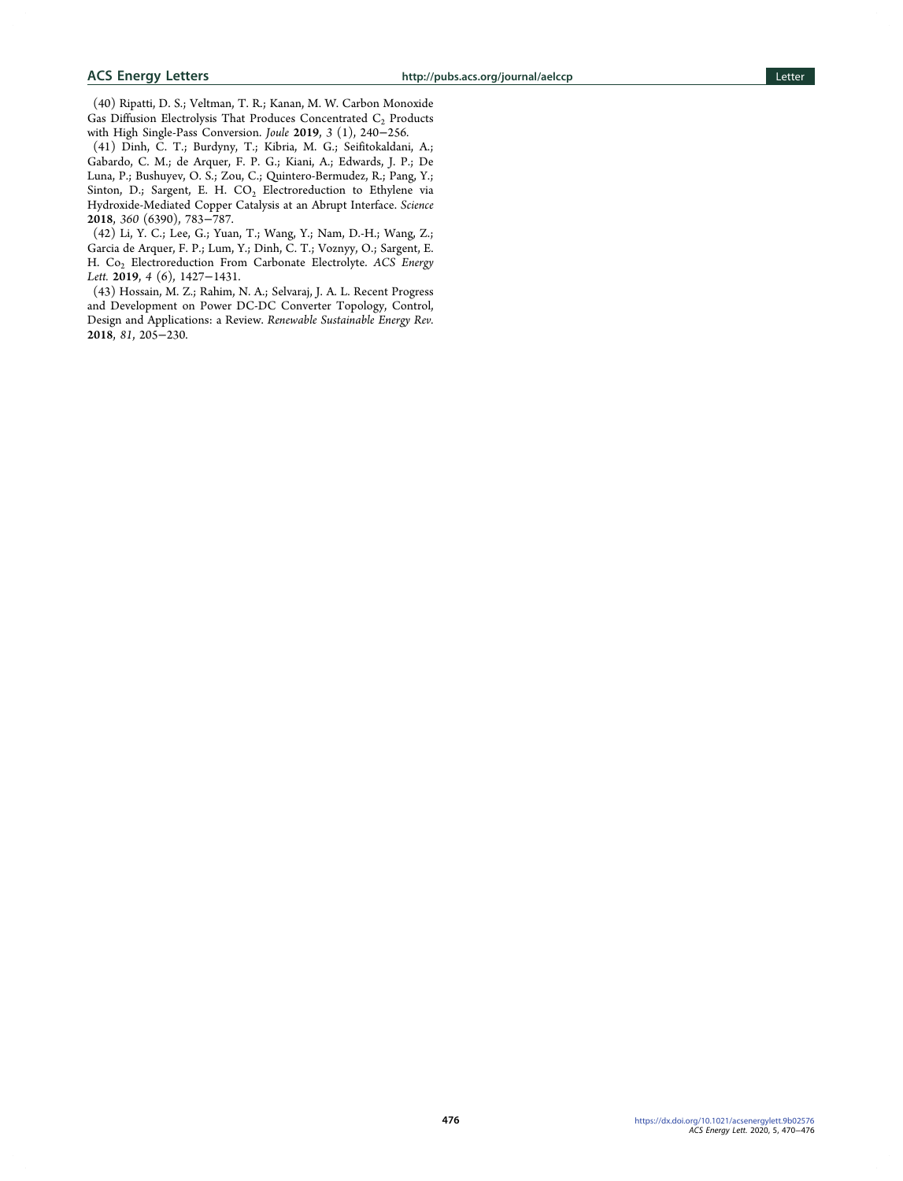(40) Ripatti, D. S.; Veltman, T. R.; Kanan, M. W. Carbon Monoxide Gas Diffusion Electrolysis That Produces Concentrated $C_2$ Products with High Single-Pass Conversion. *Joule* **2019**, *3* (1), 240−256.

(41) Dinh, C. T.; Burdyny, T.; Kibria, M. G.; Seifitokaldani, A.; Gabardo, C. M.; de Arquer, F. P. G.; Kiani, A.; Edwards, J. P.; De Luna, P.; Bushuyev, O. S.; Zou, C.; Quintero-Bermudez, R.; Pang, Y.; Sinton, D.; Sargent, E. H. $CO_2$ Electroreduction to Ethylene via Hydroxide-Mediated Copper Catalysis at an Abrupt Interface. *Science* **2018**, *360* (6390), 783−787.

(42) Li, Y. C.; Lee, G.; Yuan, T.; Wang, Y.; Nam, D.-H.; Wang, Z.; Garcia de Arquer, F. P.; Lum, Y.; Dinh, C. T.; Voznyy, O.; Sargent, E. H. $Co_2$ Electroreduction From Carbonate Electrolyte. *ACS Energy Lett.* **2019**, *4* (6), 1427−1431.

(43) Hossain, M. Z.; Rahim, N. A.; Selvaraj, J. A. L. Recent Progress and Development on Power DC-DC Converter Topology, Control, Design and Applications: a Review. *Renewable Sustainable Energy Rev.* **2018**, *81*, 205−230.